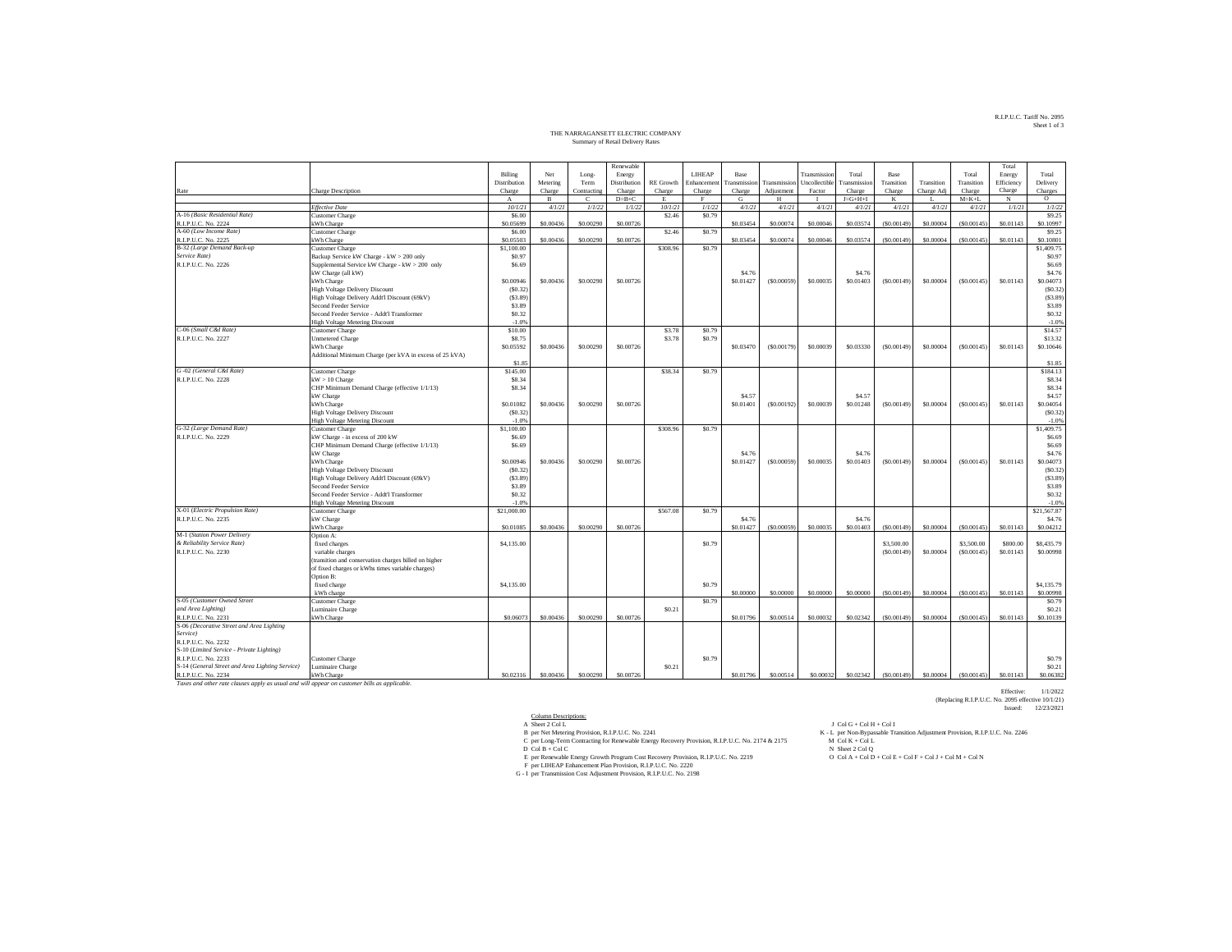R.I.P.U.C. Tariff No. 2095
Sheet 1 of 3

THE NARRAGANSETT ELECTRIC COMPANY
Summary of Retail Delivery Rates

| Rate | Charge Description | Billing Distribution Charge | Net Metering Charge | Long-Term Contracting | Renewable Energy Distribution Charge | RE Growth Charge | LIHEAP Enhancement Charge | Base Transmission Charge | Transmission Adjustment | Transmission Uncollectible Factor | Total Transmission Charge | Base Transition Charge | Transition Charge Adj | Total Transition Charge | Total Energy Efficiency Charge | Total Delivery Charges |
|---|---|---|---|---|---|---|---|---|---|---|---|---|---|---|---|---|
| | | A | B | C | D=B+C | E | F | G | H | I | J=G+H+I | K | L | M=K+L | N | O |
| | *Effective Date* | *10/1/21* | *4/1/21* | *1/1/22* | *1/1/22* | *10/1/21* | *1/1/22* | *4/1/21* | *4/1/21* | *4/1/21* | *4/1/21* | *4/1/21* | *4/1/21* | *4/1/21* | *1/1/21* | *1/1/22* |
| A-16 *(Basic Residential Rate)* | Customer Charge | $6.00 | | | | $2.46 | $0.79 | | | | | | | | | $9.25 |
| R.I.P.U.C. No. 2224 | kWh Charge | $0.05699 | $0.00436 | $0.00290 | $0.00726 | | | $0.03454 | $0.00074 | $0.00046 | $0.03574 | ($0.00149) | $0.00004 | ($0.00145) | $0.01143 | $0.10997 |
| A-60 *(Low Income Rate)* | Customer Charge | $6.00 | | | | $2.46 | $0.79 | | | | | | | | | $9.25 |
| R.I.P.U.C. No. 2225 | kWh Charge | $0.05503 | $0.00436 | $0.00290 | $0.00726 | | | $0.03454 | $0.00074 | $0.00046 | $0.03574 | ($0.00149) | $0.00004 | ($0.00145) | $0.01143 | $0.10801 |
| B-32 *(Large Demand Back-up* | Customer Charge | $1,100.00 | | | | $308.96 | $0.79 | | | | | | | | | $1,409.75 |
| *Service Rate)* | Backup Service kW Charge - kW > 200 only | $0.97 | | | | | | | | | | | | | | $0.97 |
| R.I.P.U.C. No. 2226 | Supplemental Service kW Charge - kW > 200 only | $6.69 | | | | | | | | | | | | | | $6.69 |
| | kW Charge (all kW) | | | | | | | $4.76 | | | $4.76 | | | | | $4.76 |
| | kWh Charge | $0.00946 | $0.00436 | $0.00290 | $0.00726 | | | $0.01427 | ($0.00059) | $0.00035 | $0.01403 | ($0.00149) | $0.00004 | ($0.00145) | $0.01143 | $0.04073 |
| | High Voltage Delivery Discount | ($0.32) | | | | | | | | | | | | | | ($0.32) |
| | High Voltage Delivery Addt'l Discount (69kV) | ($3.89) | | | | | | | | | | | | | | ($3.89) |
| | Second Feeder Service | $3.89 | | | | | | | | | | | | | | $3.89 |
| | Second Feeder Service - Addt'l Transformer | $0.32 | | | | | | | | | | | | | | $0.32 |
| | High Voltage Metering Discount | -1.0% | | | | | | | | | | | | | | -1.0% |
| C-06 *(Small C&I Rate)* | Customer Charge | $10.00 | | | | $3.78 | $0.79 | | | | | | | | | $14.57 |
| R.I.P.U.C. No. 2227 | Unmetered Charge | $8.75 | | | | $3.78 | $0.79 | | | | | | | | | $13.32 |
| | kWh Charge | $0.05592 | $0.00436 | $0.00290 | $0.00726 | | | $0.03470 | ($0.00179) | $0.00039 | $0.03330 | ($0.00149) | $0.00004 | ($0.00145) | $0.01143 | $0.10646 |
| | Additional Minimum Charge (per kVA in excess of 25 kVA) | $1.85 | | | | | | | | | | | | | | $1.85 |
| G -02 *(General C&I Rate)* | Customer Charge | $145.00 | | | | $38.34 | $0.79 | | | | | | | | | $184.13 |
| R.I.P.U.C. No. 2228 | kW > 10 Charge | $8.34 | | | | | | | | | | | | | | $8.34 |
| | CHP Minimum Demand Charge (effective 1/1/13) | $8.34 | | | | | | | | | | | | | | $8.34 |
| | kW Charge | | | | | | | $4.57 | | | $4.57 | | | | | $4.57 |
| | kWh Charge | $0.01082 | $0.00436 | $0.00290 | $0.00726 | | | $0.01401 | ($0.00192) | $0.00039 | $0.01248 | ($0.00149) | $0.00004 | ($0.00145) | $0.01143 | $0.04054 |
| | High Voltage Delivery Discount | ($0.32) | | | | | | | | | | | | | | ($0.32) |
| | High Voltage Metering Discount | -1.0% | | | | | | | | | | | | | | -1.0% |
| G-32 *(Large Demand Rate)* | Customer Charge | $1,100.00 | | | | $308.96 | $0.79 | | | | | | | | | $1,409.75 |
| R.I.P.U.C. No. 2229 | kW Charge - in excess of 200 kW | $6.69 | | | | | | | | | | | | | | $6.69 |
| | CHP Minimum Demand Charge (effective 1/1/13) | $6.69 | | | | | | | | | | | | | | $6.69 |
| | kW Charge | | | | | | | $4.76 | | | $4.76 | | | | | $4.76 |
| | kWh Charge | $0.00946 | $0.00436 | $0.00290 | $0.00726 | | | $0.01427 | ($0.00059) | $0.00035 | $0.01403 | ($0.00149) | $0.00004 | ($0.00145) | $0.01143 | $0.04073 |
| | High Voltage Delivery Discount | ($0.32) | | | | | | | | | | | | | | ($0.32) |
| | High Voltage Delivery Addt'l Discount (69kV) | ($3.89) | | | | | | | | | | | | | | ($3.89) |
| | Second Feeder Service | $3.89 | | | | | | | | | | | | | | $3.89 |
| | Second Feeder Service - Addt'l Transformer | $0.32 | | | | | | | | | | | | | | $0.32 |
| | High Voltage Metering Discount | -1.0% | | | | | | | | | | | | | | -1.0% |
| X-01 *(Electric Propulsion Rate)* | Customer Charge | $21,000.00 | | | | $567.08 | $0.79 | | | | | | | | | $21,567.87 |
| R.I.P.U.C. No. 2235 | kW Charge | | | | | | | $4.76 | | | $4.76 | | | | | $4.76 |
| | kWh Charge | $0.01085 | $0.00436 | $0.00290 | $0.00726 | | | $0.01427 | ($0.00059) | $0.00035 | $0.01403 | ($0.00149) | $0.00004 | ($0.00145) | $0.01143 | $0.04212 |
| M-1 *(Station Power Delivery* | Option A: | | | | | | | | | | | | | | | |
| *& Reliability Service Rate)* | fixed charges | $4,135.00 | | | | | $0.79 | | | | | $3,500.00 | | $3,500.00 | $800.00 | $8,435.79 |
| R.I.P.U.C. No. 2230 | variable charges | | | | | | | | | | | ($0.00149) | $0.00004 | ($0.00145) | $0.01143 | $0.00998 |
| | (transition and conservation charges billed on higher | | | | | | | | | | | | | | | |
| | of fixed charges or kWhs times variable charges) | | | | | | | | | | | | | | | |
| | Option B: | | | | | | | | | | | | | | | |
| | fixed charge | $4,135.00 | | | | | $0.79 | | | | | | | | | $4,135.79 |
| | kWh charge | | | | | | | $0.00000 | $0.00000 | $0.00000 | $0.00000 | ($0.00149) | $0.00004 | ($0.00145) | $0.01143 | $0.00998 |
| S-05 *(Customer Owned Street* | Customer Charge | | | | | | $0.79 | | | | | | | | | $0.79 |
| *and Area Lighting)* | Luminaire Charge | | | | | $0.21 | | | | | | | | | | $0.21 |
| R.I.P.U.C. No. 2231 | kWh Charge | $0.06073 | $0.00436 | $0.00290 | $0.00726 | | | $0.01796 | $0.00514 | $0.00032 | $0.02342 | ($0.00149) | $0.00004 | ($0.00145) | $0.01143 | $0.10139 |
| S-06 *(Decorative Street and Area Lighting Service)* | | | | | | | | | | | | | | | | |
| R.I.P.U.C. No. 2232 | | | | | | | | | | | | | | | | |
| S-10 *(Limited Service - Private Lighting)* | | | | | | | | | | | | | | | | |
| R.I.P.U.C. No. 2233 | Customer Charge | | | | | | $0.79 | | | | | | | | | $0.79 |
| S-14 *(General Street and Area Lighting Service)* | Luminaire Charge | | | | | $0.21 | | | | | | | | | | $0.21 |
| R.I.P.U.C. No. 2234 | kWh Charge | $0.02316 | $0.00436 | $0.00290 | $0.00726 | | | $0.01796 | $0.00514 | $0.00032 | $0.02342 | ($0.00149) | $0.00004 | ($0.00145) | $0.01143 | $0.06382 |

*Taxes and other rate clauses apply as usual and will appear on customer bills as applicable.*

Effective: 1/1/2022
(Replacing R.I.P.U.C. No. 2095 effective 10/1/21)
Issued: 12/23/2021

Column Descriptions:

A Sheet 2 Col L
B per Net Metering Provision, R.I.P.U.C. No. 2241
C per Long-Term Contracting for Renewable Energy Recovery Provision, R.I.P.U.C. No. 2174 & 2175
D Col B + Col C
E per Renewable Energy Growth Program Cost Recovery Provision, R.I.P.U.C. No. 2219
F per LIHEAP Enhancement Plan Provision, R.I.P.U.C. No. 2220
G - I per Transmission Cost Adjustment Provision, R.I.P.U.C. No. 2198
J Col G + Col H + Col I
K - L per Non-Bypassable Transition Adjustment Provision, R.I.P.U.C. No. 2246
M Col K + Col L
N Sheet 2 Col Q
O Col A + Col D + Col E + Col F + Col J + Col M + Col N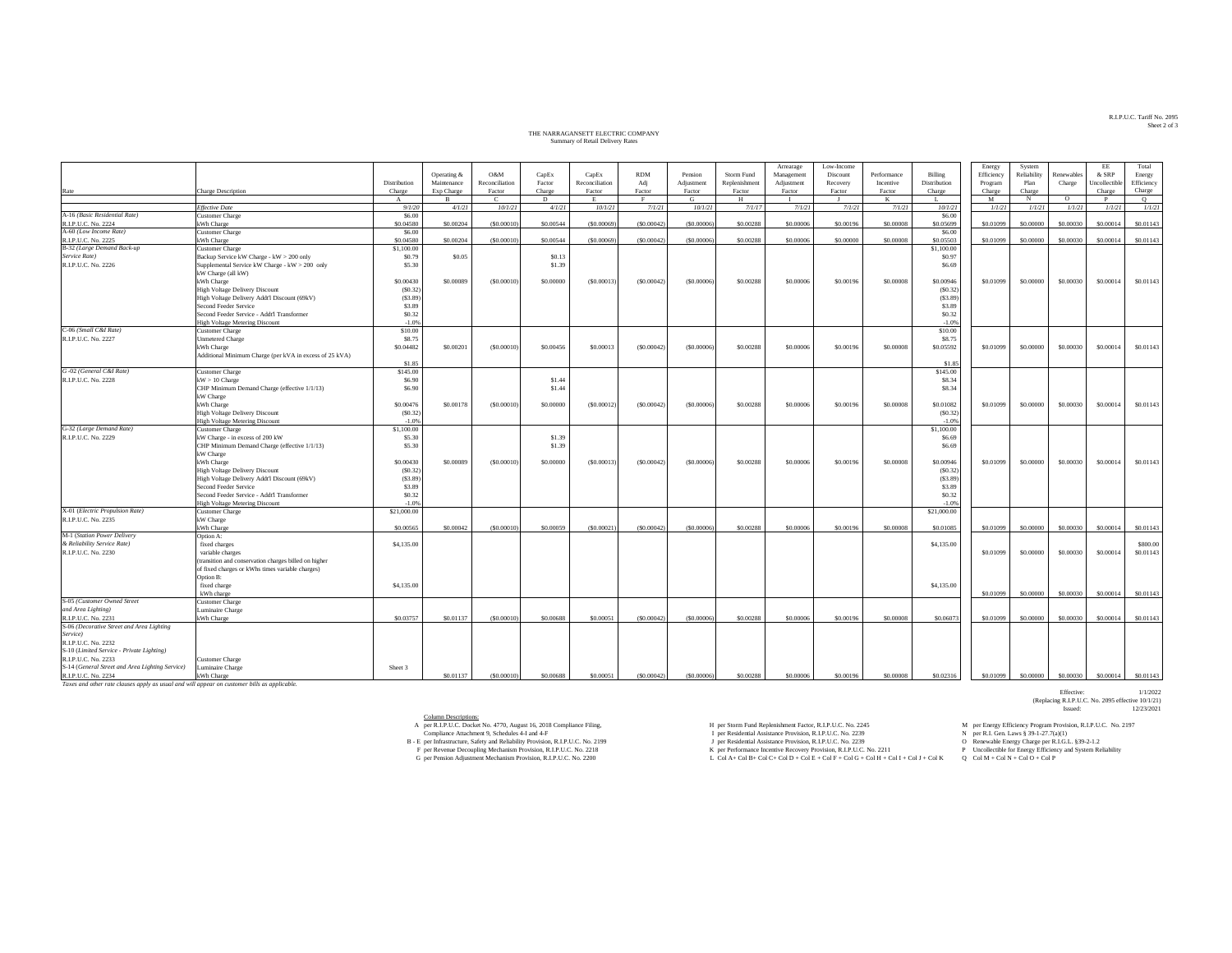R.I.P.U.C. Tariff No. 2095
Sheet 2 of 3

# THE NARRAGANSETT ELECTRIC COMPANY
## Summary of Retail Delivery Rates

| Rate | Charge Description | Distribution Charge | Operating & Maintenance Exp Charge | O&M Reconciliation Factor | CapEx Factor Charge | CapEx Reconciliation Factor | RDM Adj Factor | Pension Adjustment Factor | Storm Fund Replenishment Factor | Arrearage Management Adjustment Factor | Low-Income Discount Recovery Factor | Performance Incentive Factor | Billing Distribution Charge | Energy Efficiency Program Charge | System Reliability Plan Charge | Renewables Charge | EE & SRP Uncollectible Charge | Total Energy Efficiency Charge |
|---|---|---|---|---|---|---|---|---|---|---|---|---|---|---|---|---|---|---|
| | | A | B | C | D | E | F | G | H | I | J | K | L | M | N | O | P | Q |
| | *Effective Date* | *9/1/20* | *4/1/21* | *10/1/21* | *4/1/21* | *10/1/21* | *7/1/21* | *10/1/21* | *7/1/17* | *7/1/21* | *7/1/21* | *7/1/21* | *10/1/21* | *1/1/21* | *1/1/21* | *1/1/21* | *1/1/21* | *1/1/21* |
| A-16 *(Basic Residential Rate)* | Customer Charge | $6.00 | | | | | | | | | | | $6.00 | | | | | |
| R.I.P.U.C. No. 2224 | kWh Charge | $0.04580 | $0.00204 | ($0.00010) | $0.00544 | ($0.00069) | ($0.00042) | ($0.00006) | $0.00288 | $0.00006 | $0.00196 | $0.00008 | $0.05699 | $0.01099 | $0.00000 | $0.00030 | $0.00014 | $0.01143 |
| A-60 *(Low Income Rate)* | Customer Charge | $6.00 | | | | | | | | | | | $6.00 | | | | | |
| R.I.P.U.C. No. 2225 | kWh Charge | $0.04580 | $0.00204 | ($0.00010) | $0.00544 | ($0.00069) | ($0.00042) | ($0.00006) | $0.00288 | $0.00006 | $0.00000 | $0.00008 | $0.05503 | $0.01099 | $0.00000 | $0.00030 | $0.00014 | $0.01143 |
| B-32 *(Large Demand Back-up Service Rate)* | Customer Charge | $1,100.00 | | | | | | | | | | | $1,100.00 | | | | | |
| | Backup Service kW Charge - kW > 200 only | $0.79 | $0.05 | | $0.13 | | | | | | | | $0.97 | | | | | |
| R.I.P.U.C. No. 2226 | Supplemental Service kW Charge - kW > 200 only | $5.30 | | | $1.39 | | | | | | | | $6.69 | | | | | |
| | kW Charge (all kW) | | | | | | | | | | | | | | | | | |
| | kWh Charge | $0.00430 | $0.00089 | ($0.00010) | $0.00000 | ($0.00013) | ($0.00042) | ($0.00006) | $0.00288 | $0.00006 | $0.00196 | $0.00008 | $0.00946 | $0.01099 | $0.00000 | $0.00030 | $0.00014 | $0.01143 |
| | High Voltage Delivery Discount | ($0.32) | | | | | | | | | | | ($0.32) | | | | | |
| | High Voltage Delivery Addt'l Discount (69kV) | ($3.89) | | | | | | | | | | | ($3.89) | | | | | |
| | Second Feeder Service | $3.89 | | | | | | | | | | | $3.89 | | | | | |
| | Second Feeder Service - Addt'l Transformer | $0.32 | | | | | | | | | | | $0.32 | | | | | |
| | High Voltage Metering Discount | -1.0% | | | | | | | | | | | -1.0% | | | | | |
| C-06 *(Small C&I Rate)* | Customer Charge | $10.00 | | | | | | | | | | | $10.00 | | | | | |
| R.I.P.U.C. No. 2227 | Unmetered Charge | $8.75 | | | | | | | | | | | $8.75 | | | | | |
| | kWh Charge | $0.04482 | $0.00201 | ($0.00010) | $0.00456 | $0.00013 | ($0.00042) | ($0.00006) | $0.00288 | $0.00006 | $0.00196 | $0.00008 | $0.05592 | $0.01099 | $0.00000 | $0.00030 | $0.00014 | $0.01143 |
| | Additional Minimum Charge (per kVA in excess of 25 kVA) | $1.85 | | | | | | | | | | | $1.85 | | | | | |
| G -02 *(General C&I Rate)* | Customer Charge | $145.00 | | | | | | | | | | | $145.00 | | | | | |
| R.I.P.U.C. No. 2228 | kW > 10 Charge | $6.90 | | | $1.44 | | | | | | | | $8.34 | | | | | |
| | CHP Minimum Demand Charge (effective 1/1/13) | $6.90 | | | $1.44 | | | | | | | | $8.34 | | | | | |
| | kW Charge | | | | | | | | | | | | | | | | | |
| | kWh Charge | $0.00476 | $0.00178 | ($0.00010) | $0.00000 | ($0.00012) | ($0.00042) | ($0.00006) | $0.00288 | $0.00006 | $0.00196 | $0.00008 | $0.01082 | $0.01099 | $0.00000 | $0.00030 | $0.00014 | $0.01143 |
| | High Voltage Delivery Discount | ($0.32) | | | | | | | | | | | ($0.32) | | | | | |
| | High Voltage Metering Discount | -1.0% | | | | | | | | | | | -1.0% | | | | | |
| G-32 *(Large Demand Rate)* | Customer Charge | $1,100.00 | | | | | | | | | | | $1,100.00 | | | | | |
| R.I.P.U.C. No. 2229 | kW Charge - in excess of 200 kW | $5.30 | | | $1.39 | | | | | | | | $6.69 | | | | | |
| | CHP Minimum Demand Charge (effective 1/1/13) | $5.30 | | | $1.39 | | | | | | | | $6.69 | | | | | |
| | kW Charge | | | | | | | | | | | | | | | | | |
| | kWh Charge | $0.00430 | $0.00089 | ($0.00010) | $0.00000 | ($0.00013) | ($0.00042) | ($0.00006) | $0.00288 | $0.00006 | $0.00196 | $0.00008 | $0.00946 | $0.01099 | $0.00000 | $0.00030 | $0.00014 | $0.01143 |
| | High Voltage Delivery Discount | ($0.32) | | | | | | | | | | | ($0.32) | | | | | |
| | High Voltage Delivery Addt'l Discount (69kV) | ($3.89) | | | | | | | | | | | ($3.89) | | | | | |
| | Second Feeder Service | $3.89 | | | | | | | | | | | $3.89 | | | | | |
| | Second Feeder Service - Addt'l Transformer | $0.32 | | | | | | | | | | | $0.32 | | | | | |
| | High Voltage Metering Discount | -1.0% | | | | | | | | | | | -1.0% | | | | | |
| X-01 *(Electric Propulsion Rate)* | Customer Charge | $21,000.00 | | | | | | | | | | | $21,000.00 | | | | | |
| R.I.P.U.C. No. 2235 | kW Charge | | | | | | | | | | | | | | | | | |
| | kWh Charge | $0.00565 | $0.00042 | ($0.00010) | $0.00059 | ($0.00021) | ($0.00042) | ($0.00006) | $0.00288 | $0.00006 | $0.00196 | $0.00008 | $0.01085 | $0.01099 | $0.00000 | $0.00030 | $0.00014 | $0.01143 |
| M-1 *(Station Power Delivery & Reliability Service Rate)* | Option A: | | | | | | | | | | | | | | | | | |
| | fixed charges | $4,135.00 | | | | | | | | | | | $4,135.00 | | | | | $800.00 |
| R.I.P.U.C. No. 2230 | variable charges | | | | | | | | | | | | | $0.01099 | $0.00000 | $0.00030 | $0.00014 | $0.01143 |
| | (transition and conservation charges billed on higher of fixed charges or kWhs times variable charges) | | | | | | | | | | | | | | | | | |
| | Option B: | | | | | | | | | | | | | | | | | |
| | fixed charge | $4,135.00 | | | | | | | | | | | $4,135.00 | | | | | |
| | kWh charge | | | | | | | | | | | | | $0.01099 | $0.00000 | $0.00030 | $0.00014 | $0.01143 |
| S-05 *(Customer Owned Street and Area Lighting)* | Customer Charge | | | | | | | | | | | | | | | | | |
| | Luminaire Charge | | | | | | | | | | | | | | | | | |
| R.I.P.U.C. No. 2231 | kWh Charge | $0.03757 | $0.01137 | ($0.00010) | $0.00688 | $0.00051 | ($0.00042) | ($0.00006) | $0.00288 | $0.00006 | $0.00196 | $0.00008 | $0.06073 | $0.01099 | $0.00000 | $0.00030 | $0.00014 | $0.01143 |
| S-06 *(Decorative Street and Area Lighting Service)* R.I.P.U.C. No. 2232 S-10 *(Limited Service - Private Lighting)* R.I.P.U.C. No. 2233 | Customer Charge | | | | | | | | | | | | | | | | | |
| S-14 *(General Street and Area Lighting Service)* | Luminaire Charge | Sheet 3 | | | | | | | | | | | | | | | | |
| R.I.P.U.C. No. 2234 | kWh Charge | | $0.01137 | ($0.00010) | $0.00688 | $0.00051 | ($0.00042) | ($0.00006) | $0.00288 | $0.00006 | $0.00196 | $0.00008 | $0.02316 | $0.01099 | $0.00000 | $0.00030 | $0.00014 | $0.01143 |

*Taxes and other rate clauses apply as usual and will appear on customer bills as applicable.*

Effective: 1/1/2022
(Replacing R.I.P.U.C. No. 2095 effective 10/1/21)
Issued: 12/23/2021

Column Descriptions:

A per R.I.P.U.C. Docket No. 4770, August 16, 2018 Compliance Filing, Compliance Attachment 9, Schedules 4-I and 4-F
B - E per Infrastructure, Safety and Reliability Provision, R.I.P.U.C. No. 2199
F per Revenue Decoupling Mechanism Provision, R.I.P.U.C. No. 2218
G per Pension Adjustment Mechanism Provision, R.I.P.U.C. No. 2200
H per Storm Fund Replenishment Factor, R.I.P.U.C. No. 2245
I per Residential Assistance Provision, R.I.P.U.C. No. 2239
J per Residential Assistance Provision, R.I.P.U.C. No. 2239
K per Performance Incentive Recovery Provision, R.I.P.U.C. No. 2211
L Col A+ Col B+ Col C+ Col D + Col E + Col F + Col G + Col H + Col I + Col J + Col K
M per Energy Efficiency Program Provision, R.I.P.U.C. No. 2197
N per R.I. Gen. Laws § 39-1-27.7(a)(1)
O Renewable Energy Charge per R.I.G.L. §39-2-1.2
P Uncollectible for Energy Efficiency and System Reliability
Q Col M + Col N + Col O + Col P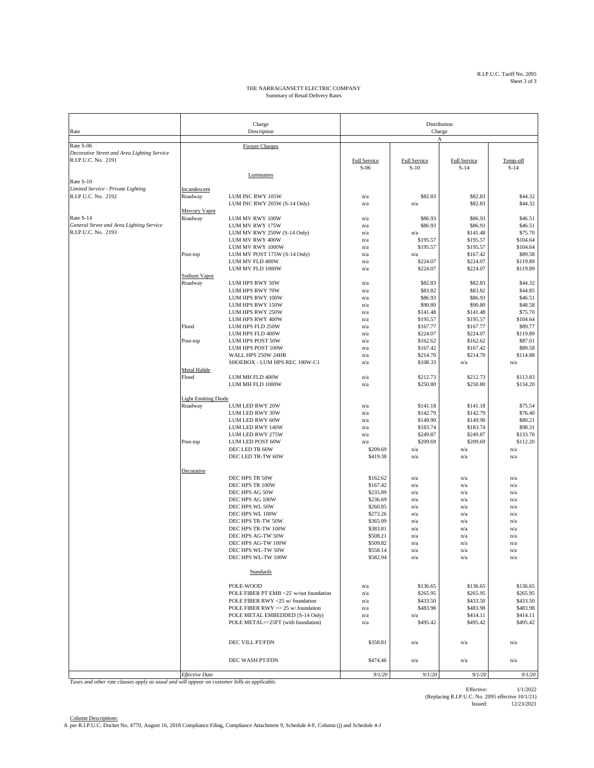R.I.P.U.C. Tariff No. 2095
Sheet 3 of 3

THE NARRAGANSETT ELECTRIC COMPANY
Summary of Retail Delivery Rates

| Rate | Charge Description | | Distribution Charge A | | | |
|---|---|---|---|---|---|---|
| Rate S-06 | | Fixture Charges | | | | |
| *Decorative Street and Area Lighting Service* | | | | | | |
| R.I.P.U.C. No. 2191 | | | Full Service S-06 | Full Service S-10 | Full Service S-14 | Temp-off S-14 |
| | | Luminaires | | | | |
| Rate S-10 | | | | | | |
| *Limited Service - Private Lighting* | Incandescent | | | | | |
| R.I.P.U.C. No. 2192 | Roadway | LUM INC RWY 105W | n/a | $82.83 | $82.83 | $44.32 |
| | | LUM INC RWY 205W (S-14 Only) | n/a | n/a | $82.83 | $44.32 |
| | Mercury Vapor | | | | | |
| Rate S-14 | Roadway | LUM MV RWY 100W | n/a | $86.93 | $86.93 | $46.51 |
| *General Street and Area Lighting Service* | | LUM MV RWY 175W | n/a | $86.93 | $86.93 | $46.51 |
| R.I.P.U.C. No. 2193 | | LUM MV RWY 250W (S-14 Only) | n/a | n/a | $141.48 | $75.70 |
| | | LUM MV RWY 400W | n/a | $195.57 | $195.57 | $104.64 |
| | | LUM MV RWY 1000W | n/a | $195.57 | $195.57 | $104.64 |
| | Post-top | LUM MV POST 175W (S-14 Only) | n/a | n/a | $167.42 | $89.58 |
| | | LUM MV FLD 400W | n/a | $224.07 | $224.07 | $119.89 |
| | | LUM MV FLD 1000W | n/a | $224.07 | $224.07 | $119.89 |
| | Sodium Vapor | | | | | |
| | Roadway | LUM HPS RWY 50W | n/a | $82.83 | $82.83 | $44.32 |
| | | LUM HPS RWY 70W | n/a | $83.82 | $83.82 | $44.85 |
| | | LUM HPS RWY 100W | n/a | $86.93 | $86.93 | $46.51 |
| | | LUM HPS RWY 150W | n/a | $90.80 | $90.80 | $48.58 |
| | | LUM HPS RWY 250W | n/a | $141.48 | $141.48 | $75.70 |
| | | LUM HPS RWY 400W | n/a | $195.57 | $195.57 | $104.64 |
| | Flood | LUM HPS FLD 250W | n/a | $167.77 | $167.77 | $89.77 |
| | | LUM HPS FLD 400W | n/a | $224.07 | $224.07 | $119.89 |
| | Post-top | LUM HPS POST 50W | n/a | $162.62 | $162.62 | $87.01 |
| | | LUM HPS POST 100W | n/a | $167.42 | $167.42 | $89.58 |
| | | WALL HPS 250W 24HR | n/a | $214.70 | $214.70 | $114.88 |
| | | SHOEBOX - LUM HPS REC 100W-C1 | n/a | $108.33 | n/a | n/a |
| | Metal Halide | | | | | |
| | Flood | LUM MH FLD 400W | n/a | $212.73 | $212.73 | $113.83 |
| | | LUM MH FLD 1000W | n/a | $250.80 | $250.80 | $134.20 |
| | Light Emitting Diode | | | | | |
| | Roadway | LUM LED RWY 20W | n/a | $141.18 | $141.18 | $75.54 |
| | | LUM LED RWY 30W | n/a | $142.79 | $142.79 | $76.40 |
| | | LUM LED RWY 60W | n/a | $149.90 | $149.90 | $80.21 |
| | | LUM LED RWY 140W | n/a | $183.74 | $183.74 | $98.31 |
| | | LUM LED RWY 275W | n/a | $249.87 | $249.87 | $133.70 |
| | Post-top | LUM LED POST 60W | n/a | $209.69 | $209.69 | $112.20 |
| | | DEC LED TR 60W | $209.69 | n/a | n/a | n/a |
| | | DEC LED TR-TW 60W | $419.38 | n/a | n/a | n/a |
| | Decorative | | | | | |
| | | DEC HPS TR 50W | $162.62 | n/a | n/a | n/a |
| | | DEC HPS TR 100W | $167.42 | n/a | n/a | n/a |
| | | DEC HPS AG 50W | $235.89 | n/a | n/a | n/a |
| | | DEC HPS AG 100W | $236.69 | n/a | n/a | n/a |
| | | DEC HPS WL 50W | $260.85 | n/a | n/a | n/a |
| | | DEC HPS WL 100W | $273.26 | n/a | n/a | n/a |
| | | DEC HPS TR-TW 50W | $365.09 | n/a | n/a | n/a |
| | | DEC HPS TR-TW 100W | $383.81 | n/a | n/a | n/a |
| | | DEC HPS AG-TW 50W | $508.21 | n/a | n/a | n/a |
| | | DEC HPS AG-TW 100W | $509.82 | n/a | n/a | n/a |
| | | DEC HPS WL-TW 50W | $558.14 | n/a | n/a | n/a |
| | | DEC HPS WL-TW 100W | $582.94 | n/a | n/a | n/a |
| | | Standards | | | | |
| | | POLE-WOOD | n/a | $136.65 | $136.65 | $136.65 |
| | | POLE FIBER PT EMB <25' w/out foundation | n/a | $265.95 | $265.95 | $265.95 |
| | | POLE FIBER RWY <25 w/ foundation | n/a | $433.50 | $433.50 | $433.50 |
| | | POLE FIBER RWY => 25 w/ foundation | n/a | $483.98 | $483.98 | $483.98 |
| | | POLE METAL EMBEDDED (S-14 Only) | n/a | n/a | $414.11 | $414.11 |
| | | POLE METAL=>25FT (with foundation) | n/a | $495.42 | $495.42 | $495.42 |
| | | DEC VILL PT/FDN | $358.81 | n/a | n/a | n/a |
| | | DEC WASH PT/FDN | $474.46 | n/a | n/a | n/a |
| | *Effective Date* | | *9/1/20* | *9/1/20* | *9/1/20* | *9/1/20* |

*Taxes and other rate clauses apply as usual and will appear on customer bills as applicable.*

Effective: 1/1/2022
(Replacing R.I.P.U.C. No. 2095 effective 10/1/21)
Issued: 12/23/2021

Column Descriptions:
A per R.I.P.U.C. Docket No. 4770, August 16, 2018 Compliance Filing, Compliance Attachment 9, Schedule 4-F, Column (j) and Schedule 4-J